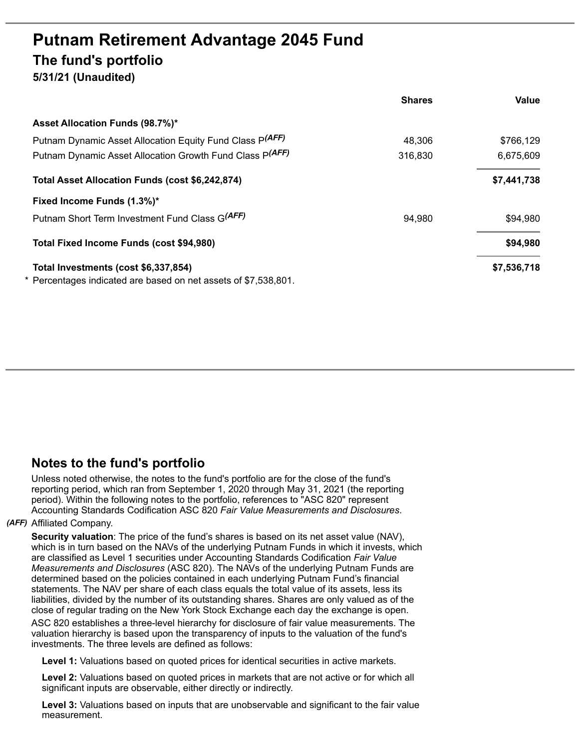# Putnam Retirement Advantage 2045 Fund

## The fund's portfolio

**5/31/21 (Unaudited)**

| | Shares | Value |
|---|---|---|
| **Asset Allocation Funds (98.7%)*** | | |
| Putnam Dynamic Asset Allocation Equity Fund Class P*(AFF)* | 48,306 | $766,129 |
| Putnam Dynamic Asset Allocation Growth Fund Class P*(AFF)* | 316,830 | 6,675,609 |
| **Total Asset Allocation Funds (cost $6,242,874)** | | **$7,441,738** |
| **Fixed Income Funds (1.3%)*** | | |
| Putnam Short Term Investment Fund Class G*(AFF)* | 94,980 | $94,980 |
| **Total Fixed Income Funds (cost $94,980)** | | **$94,980** |
| **Total Investments (cost $6,337,854)** | | **$7,536,718** |

\* Percentages indicated are based on net assets of $7,538,801.

## Notes to the fund's portfolio

Unless noted otherwise, the notes to the fund's portfolio are for the close of the fund's reporting period, which ran from September 1, 2020 through May 31, 2021 (the reporting period). Within the following notes to the portfolio, references to "ASC 820" represent Accounting Standards Codification ASC 820 *Fair Value Measurements and Disclosures*.

***(AFF)*** Affiliated Company.

**Security valuation**: The price of the fund's shares is based on its net asset value (NAV), which is in turn based on the NAVs of the underlying Putnam Funds in which it invests, which are classified as Level 1 securities under Accounting Standards Codification *Fair Value Measurements and Disclosures* (ASC 820). The NAVs of the underlying Putnam Funds are determined based on the policies contained in each underlying Putnam Fund's financial statements. The NAV per share of each class equals the total value of its assets, less its liabilities, divided by the number of its outstanding shares. Shares are only valued as of the close of regular trading on the New York Stock Exchange each day the exchange is open.

ASC 820 establishes a three-level hierarchy for disclosure of fair value measurements. The valuation hierarchy is based upon the transparency of inputs to the valuation of the fund's investments. The three levels are defined as follows:

**Level 1:** Valuations based on quoted prices for identical securities in active markets.

**Level 2:** Valuations based on quoted prices in markets that are not active or for which all significant inputs are observable, either directly or indirectly.

**Level 3:** Valuations based on inputs that are unobservable and significant to the fair value measurement.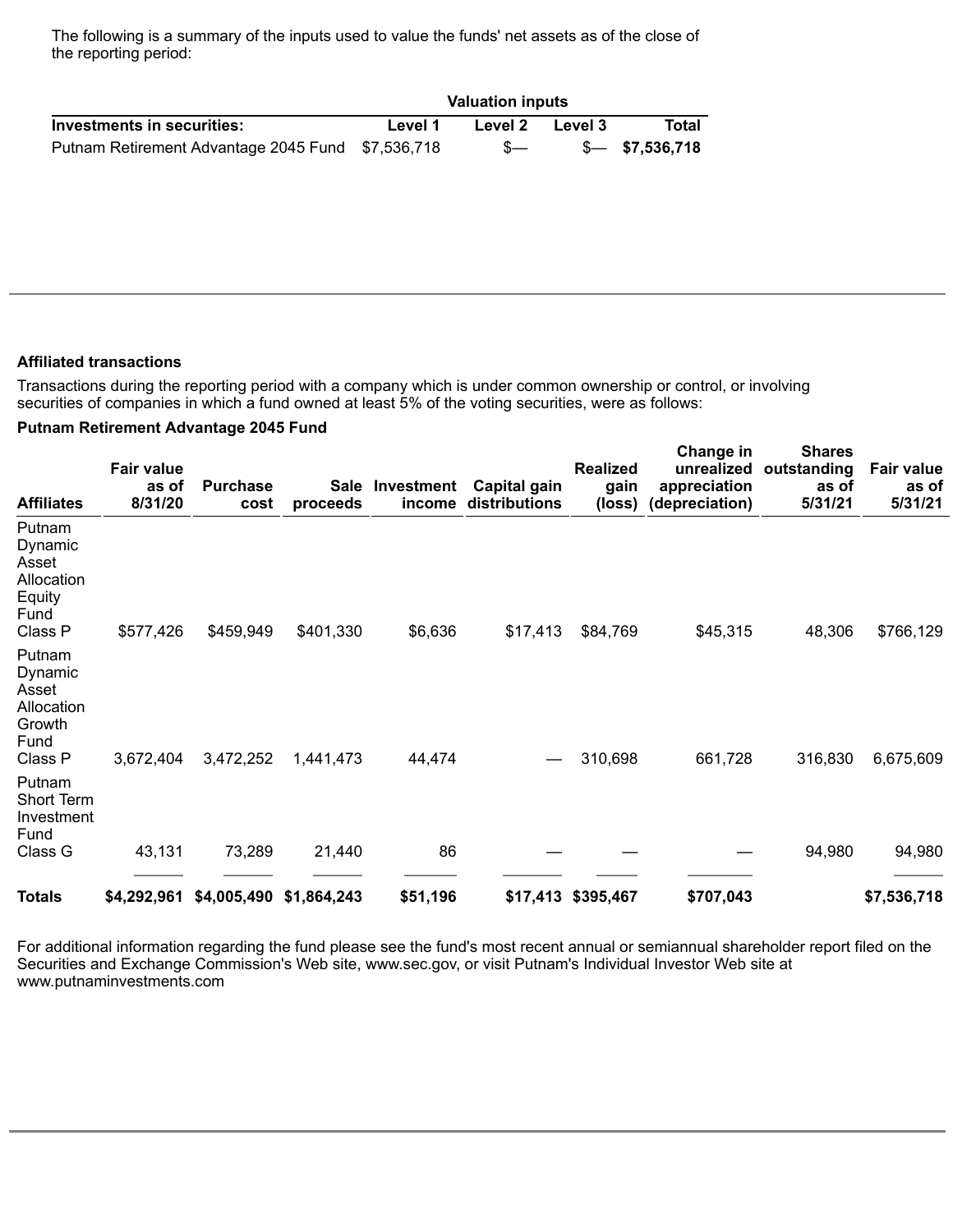The following is a summary of the inputs used to value the funds' net assets as of the close of the reporting period:

| | Valuation inputs | | | |
|---|---|---|---|---|
| **Investments in securities:** | **Level 1** | **Level 2** | **Level 3** | **Total** |
| Putnam Retirement Advantage 2045 Fund | $7,536,718 | $— | $— | **$7,536,718** |

**Affiliated transactions**

Transactions during the reporting period with a company which is under common ownership or control, or involving securities of companies in which a fund owned at least 5% of the voting securities, were as follows:

**Putnam Retirement Advantage 2045 Fund**

| Affiliates | Fair value as of 8/31/20 | Purchase cost | Sale proceeds | Investment income | Capital gain distributions | Realized gain (loss) | Change in unrealized appreciation (depreciation) | Shares outstanding as of 5/31/21 | Fair value as of 5/31/21 |
|---|---|---|---|---|---|---|---|---|---|
| Putnam Dynamic Asset Allocation Equity Fund Class P | $577,426 | $459,949 | $401,330 | $6,636 | $17,413 | $84,769 | $45,315 | 48,306 | $766,129 |
| Putnam Dynamic Asset Allocation Growth Fund Class P | 3,672,404 | 3,472,252 | 1,441,473 | 44,474 | — | 310,698 | 661,728 | 316,830 | 6,675,609 |
| Putnam Short Term Investment Fund Class G | 43,131 | 73,289 | 21,440 | 86 | — | — | — | 94,980 | 94,980 |
| **Totals** | **$4,292,961** | **$4,005,490** | **$1,864,243** | **$51,196** | **$17,413** | **$395,467** | **$707,043** | | **$7,536,718** |

For additional information regarding the fund please see the fund's most recent annual or semiannual shareholder report filed on the Securities and Exchange Commission's Web site, www.sec.gov, or visit Putnam's Individual Investor Web site at www.putnaminvestments.com